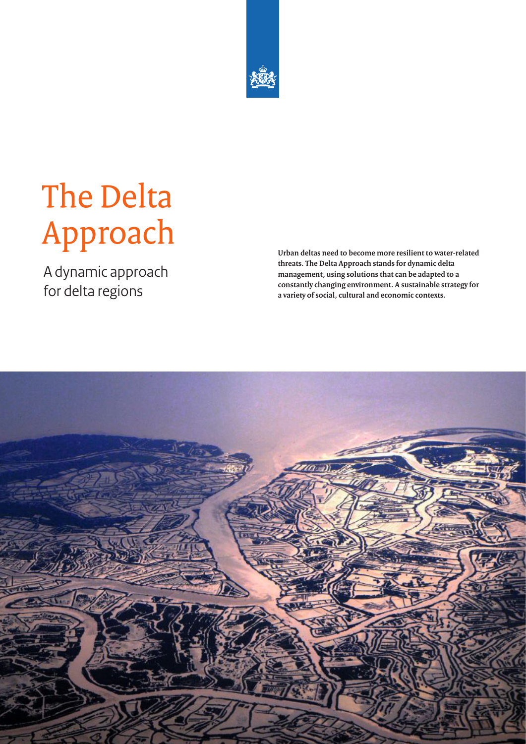# The Delta Approach

## A dynamic approach for delta regions

**Urban deltas need to become more resilient to water-related threats. The Delta Approach stands for dynamic delta management, using solutions that can be adapted to a constantly changing environment. A sustainable strategy for a variety of social, cultural and economic contexts.**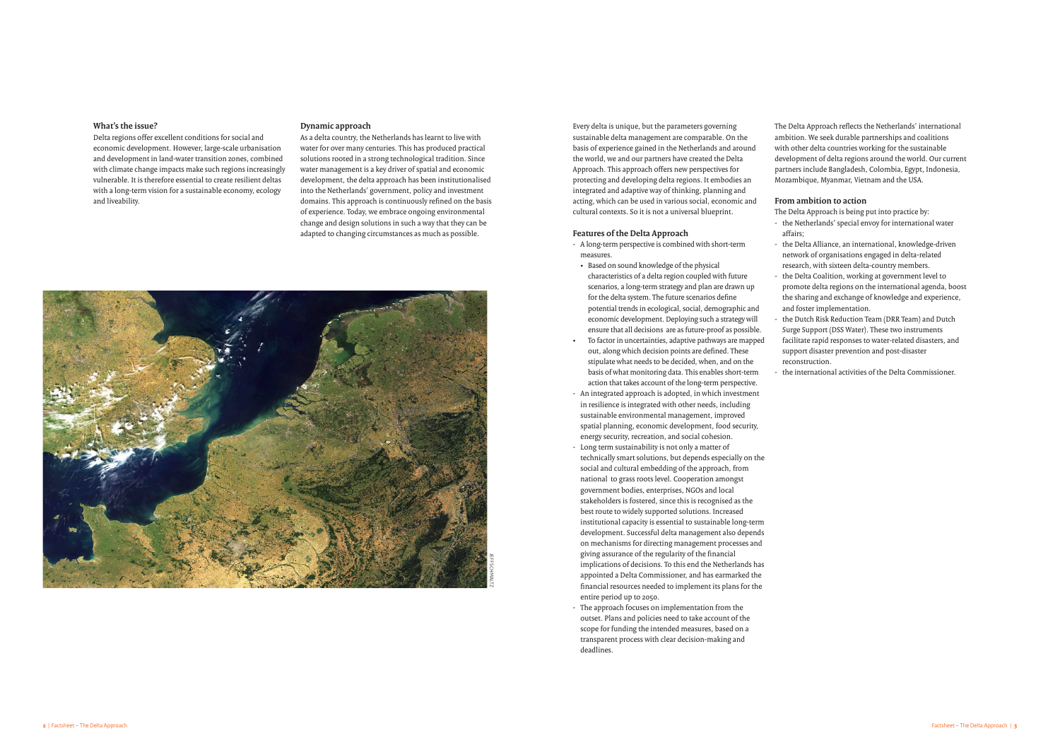### What's the issue?

Delta regions offer excellent conditions for social and economic development. However, large-scale urbanisation and development in land-water transition zones, combined with climate change impacts make such regions increasingly vulnerable. It is therefore essential to create resilient deltas with a long-term vision for a sustainable economy, ecology and liveability.

### Dynamic approach

As a delta country, the Netherlands has learnt to live with water for over many centuries. This has produced practical solutions rooted in a strong technological tradition. Since water management is a key driver of spatial and economic development, the delta approach has been institutionalised into the Netherlands' government, policy and investment domains. This approach is continuously refined on the basis of experience. Today, we embrace ongoing environmental change and design solutions in such a way that they can be adapted to changing circumstances as much as possible.

Every delta is unique, but the parameters governing sustainable delta management are comparable. On the basis of experience gained in the Netherlands and around the world, we and our partners have created the Delta Approach. This approach offers new perspectives for protecting and developing delta regions. It embodies an integrated and adaptive way of thinking, planning and acting, which can be used in various social, economic and cultural contexts. So it is not a universal blueprint.

### Features of the Delta Approach

- A long-term perspective is combined with short-term measures.
  - Based on sound knowledge of the physical characteristics of a delta region coupled with future scenarios, a long-term strategy and plan are drawn up for the delta system. The future scenarios define potential trends in ecological, social, demographic and economic development. Deploying such a strategy will ensure that all decisions are as future-proof as possible.
  - To factor in uncertainties, adaptive pathways are mapped out, along which decision points are defined. These stipulate what needs to be decided, when, and on the basis of what monitoring data. This enables short-term action that takes account of the long-term perspective.
- An integrated approach is adopted, in which investment in resilience is integrated with other needs, including sustainable environmental management, improved spatial planning, economic development, food security, energy security, recreation, and social cohesion.
- Long term sustainability is not only a matter of technically smart solutions, but depends especially on the social and cultural embedding of the approach, from national to grass roots level. Cooperation amongst government bodies, enterprises, NGOs and local stakeholders is fostered, since this is recognised as the best route to widely supported solutions. Increased institutional capacity is essential to sustainable long-term development. Successful delta management also depends on mechanisms for directing management processes and giving assurance of the regularity of the financial implications of decisions. To this end the Netherlands has appointed a Delta Commissioner, and has earmarked the financial resources needed to implement its plans for the entire period up to 2050.
- The approach focuses on implementation from the outset. Plans and policies need to take account of the scope for funding the intended measures, based on a transparent process with clear decision-making and deadlines.

The Delta Approach reflects the Netherlands' international ambition. We seek durable partnerships and coalitions with other delta countries working for the sustainable development of delta regions around the world. Our current partners include Bangladesh, Colombia, Egypt, Indonesia, Mozambique, Myanmar, Vietnam and the USA.

### From ambition to action

The Delta Approach is being put into practice by:

- the Netherlands' special envoy for international water affairs;
- the Delta Alliance, an international, knowledge-driven network of organisations engaged in delta-related research, with sixteen delta-country members.
- the Delta Coalition, working at government level to promote delta regions on the international agenda, boost the sharing and exchange of knowledge and experience, and foster implementation.
- the Dutch Risk Reduction Team (DRR Team) and Dutch Surge Support (DSS Water). These two instruments facilitate rapid responses to water-related disasters, and support disaster prevention and post-disaster reconstruction.
- the international activities of the Delta Commissioner.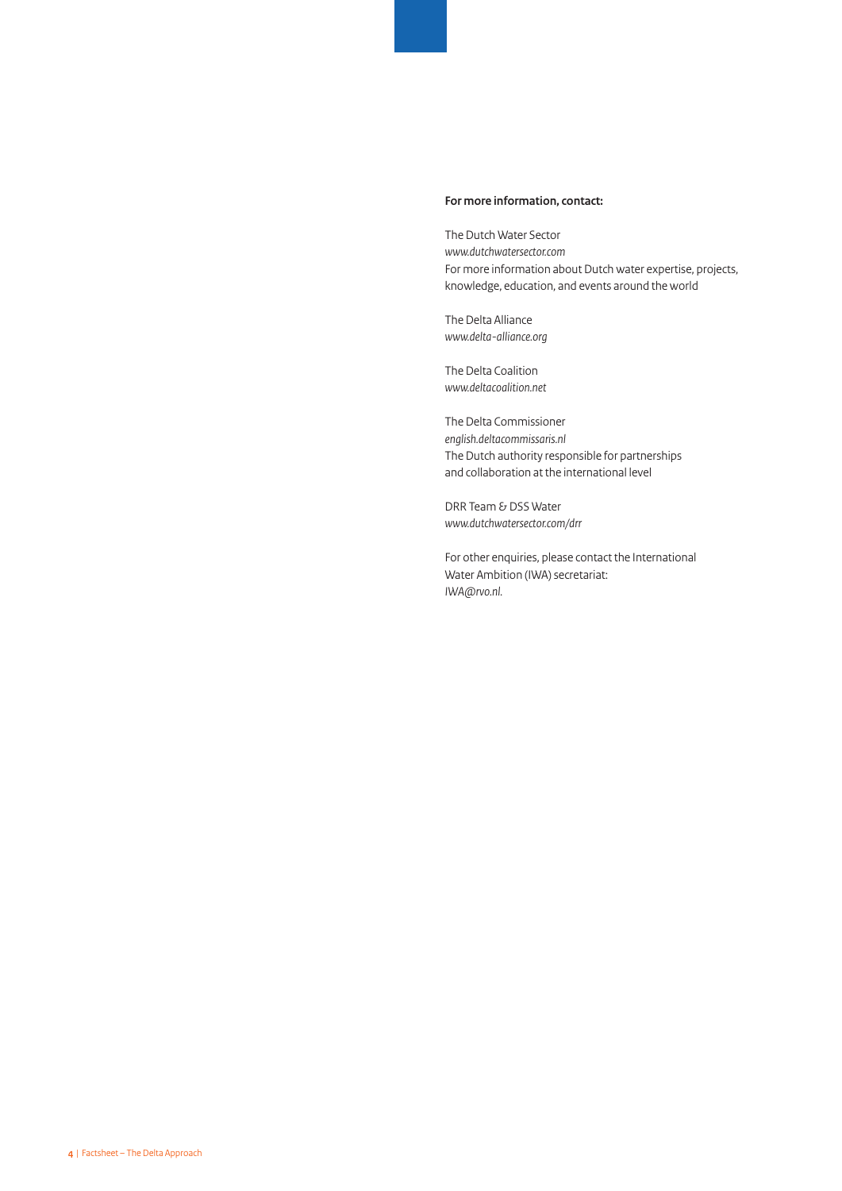**For more information, contact:**

The Dutch Water Sector
*www.dutchwatersector.com*
For more information about Dutch water expertise, projects, knowledge, education, and events around the world

The Delta Alliance
*www.delta-alliance.org*

The Delta Coalition
*www.deltacoalition.net*

The Delta Commissioner
*english.deltacommissaris.nl*
The Dutch authority responsible for partnerships and collaboration at the international level

DRR Team & DSS Water
*www.dutchwatersector.com/drr*

For other enquiries, please contact the International Water Ambition (IWA) secretariat:
*IWA@rvo.nl.*